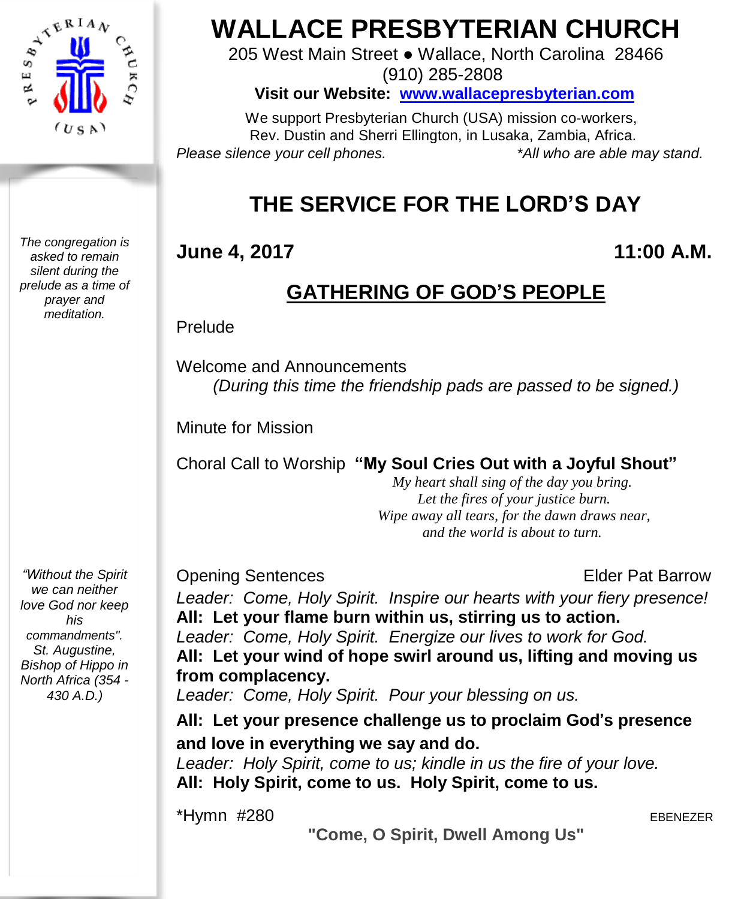# WALLACE PRESBYTERIAN CHURCH

205 West Main Street ● Wallace, North Carolina 28466

(910) 285-2808

**Visit our Website: www.wallacepresbyterian.com**

We support Presbyterian Church (USA) mission co-workers, Rev. Dustin and Sherri Ellington, in Lusaka, Zambia, Africa.

*Please silence your cell phones.* *\*All who are able may stand.*

## THE SERVICE FOR THE LORD'S DAY

**June 4, 2017** **11:00 A.M.**

## GATHERING OF GOD'S PEOPLE

*The congregation is asked to remain silent during the prelude as a time of prayer and meditation.*

Prelude

Welcome and Announcements
*(During this time the friendship pads are passed to be signed.)*

Minute for Mission

Choral Call to Worship **"My Soul Cries Out with a Joyful Shout"**

*My heart shall sing of the day you bring.*
*Let the fires of your justice burn.*
*Wipe away all tears, for the dawn draws near,*
*and the world is about to turn.*

*"Without the Spirit we can neither love God nor keep his commandments". St. Augustine, Bishop of Hippo in North Africa (354 - 430 A.D.)*

Opening Sentences Elder Pat Barrow

*Leader: Come, Holy Spirit. Inspire our hearts with your fiery presence!*
**All: Let your flame burn within us, stirring us to action.**
*Leader: Come, Holy Spirit. Energize our lives to work for God.*
**All: Let your wind of hope swirl around us, lifting and moving us from complacency.**
*Leader: Come, Holy Spirit. Pour your blessing on us.*
**All: Let your presence challenge us to proclaim God's presence and love in everything we say and do.**
*Leader: Holy Spirit, come to us; kindle in us the fire of your love.*
**All: Holy Spirit, come to us. Holy Spirit, come to us.**

\*Hymn #280 EBENEZER
**"Come, O Spirit, Dwell Among Us"**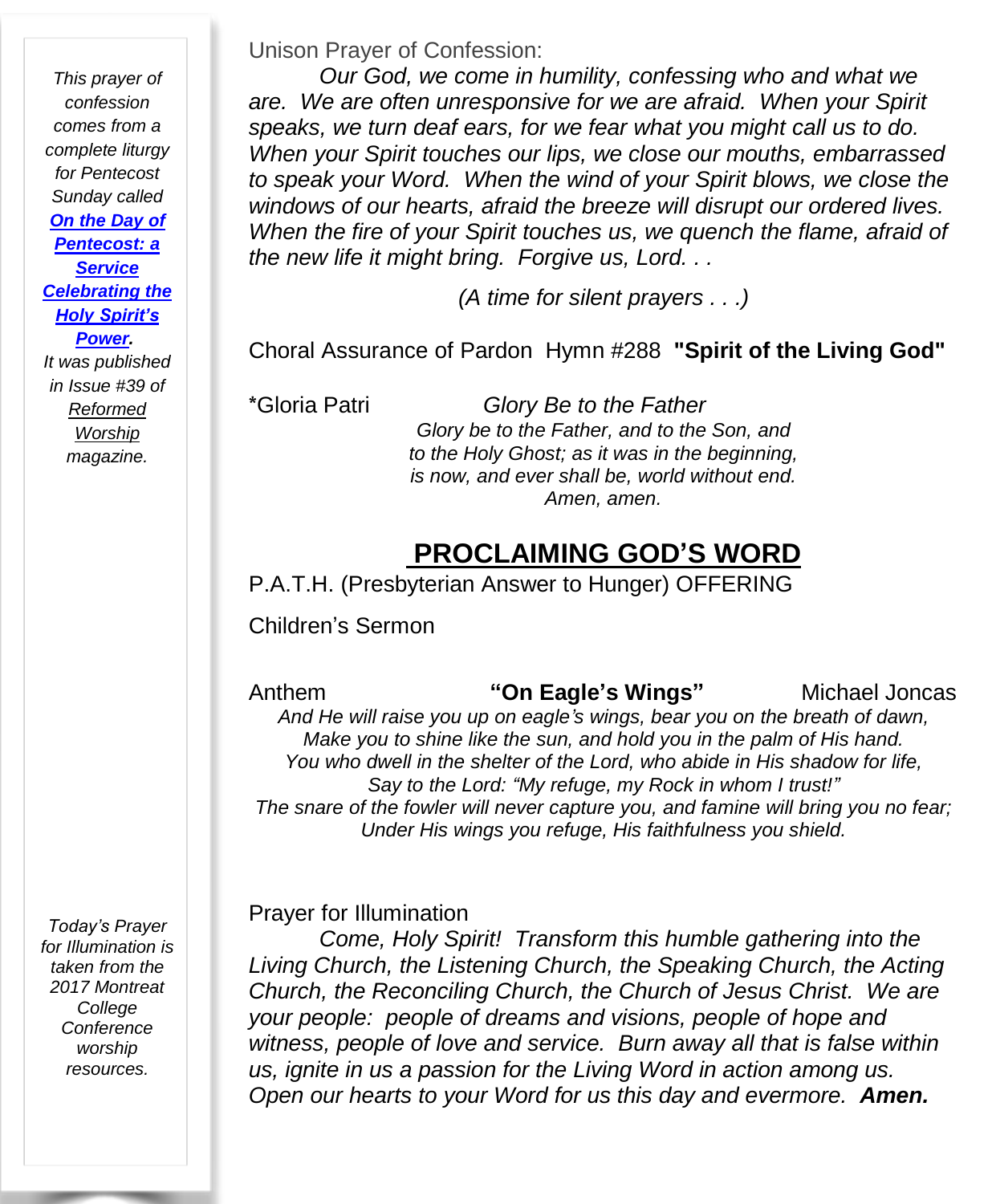*This prayer of confession comes from a complete liturgy for Pentecost Sunday called* ***On the Day of Pentecost: a Service Celebrating the Holy Spirit's Power****. It was published in Issue #39 of* *Reformed Worship* *magazine.*

Unison Prayer of Confession:

*Our God, we come in humility, confessing who and what we are. We are often unresponsive for we are afraid. When your Spirit speaks, we turn deaf ears, for we fear what you might call us to do. When your Spirit touches our lips, we close our mouths, embarrassed to speak your Word. When the wind of your Spirit blows, we close the windows of our hearts, afraid the breeze will disrupt our ordered lives. When the fire of your Spirit touches us, we quench the flame, afraid of the new life it might bring. Forgive us, Lord. . .*

*(A time for silent prayers . . .)*

Choral Assurance of Pardon Hymn #288 **"Spirit of the Living God"**

*Gloria Patri *Glory Be to the Father*

*Glory be to the Father, and to the Son, and*
*to the Holy Ghost; as it was in the beginning,*
*is now, and ever shall be, world without end.*
*Amen, amen.*

## PROCLAIMING GOD'S WORD

P.A.T.H. (Presbyterian Answer to Hunger) OFFERING

Children's Sermon

Anthem **"On Eagle's Wings"** Michael Joncas

*And He will raise you up on eagle's wings, bear you on the breath of dawn,*
*Make you to shine like the sun, and hold you in the palm of His hand.*
*You who dwell in the shelter of the Lord, who abide in His shadow for life,*
*Say to the Lord: "My refuge, my Rock in whom I trust!"*
*The snare of the fowler will never capture you, and famine will bring you no fear;*
*Under His wings you refuge, His faithfulness you shield.*

*Today's Prayer for Illumination is taken from the 2017 Montreat College Conference worship resources.*

Prayer for Illumination

*Come, Holy Spirit! Transform this humble gathering into the Living Church, the Listening Church, the Speaking Church, the Acting Church, the Reconciling Church, the Church of Jesus Christ. We are your people: people of dreams and visions, people of hope and witness, people of love and service. Burn away all that is false within us, ignite in us a passion for the Living Word in action among us. Open our hearts to your Word for us this day and evermore.* ***Amen.***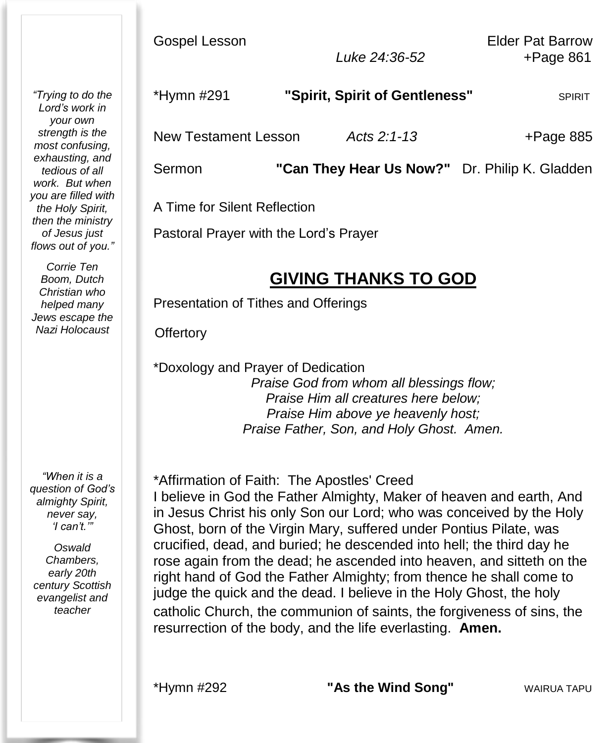*“Trying to do the Lord’s work in your own strength is the most confusing, exhausting, and tedious of all work. But when you are filled with the Holy Spirit, then the ministry of Jesus just flows out of you.”*

*Corrie Ten Boom, Dutch Christian who helped many Jews escape the Nazi Holocaust*

*“When it is a question of God’s almighty Spirit, never say, ‘I can’t.’”*

*Oswald Chambers, early 20th century Scottish evangelist and teacher*

Gospel Lesson *Luke 24:36-52* Elder Pat Barrow +Page 861

*Hymn #291 **"Spirit, Spirit of Gentleness"** SPIRIT

New Testament Lesson *Acts 2:1-13* +Page 885

Sermon **"Can They Hear Us Now?"** Dr. Philip K. Gladden

A Time for Silent Reflection

Pastoral Prayer with the Lord’s Prayer

## GIVING THANKS TO GOD

Presentation of Tithes and Offerings

Offertory

*Doxology and Prayer of Dedication

*Praise God from whom all blessings flow;*
*Praise Him all creatures here below;*
*Praise Him above ye heavenly host;*
*Praise Father, Son, and Holy Ghost. Amen.*

*Affirmation of Faith: The Apostles' Creed

I believe in God the Father Almighty, Maker of heaven and earth, And in Jesus Christ his only Son our Lord; who was conceived by the Holy Ghost, born of the Virgin Mary, suffered under Pontius Pilate, was crucified, dead, and buried; he descended into hell; the third day he rose again from the dead; he ascended into heaven, and sitteth on the right hand of God the Father Almighty; from thence he shall come to judge the quick and the dead. I believe in the Holy Ghost, the holy catholic Church, the communion of saints, the forgiveness of sins, the resurrection of the body, and the life everlasting. **Amen.**

*Hymn #292 **"As the Wind Song"** WAIRUA TAPU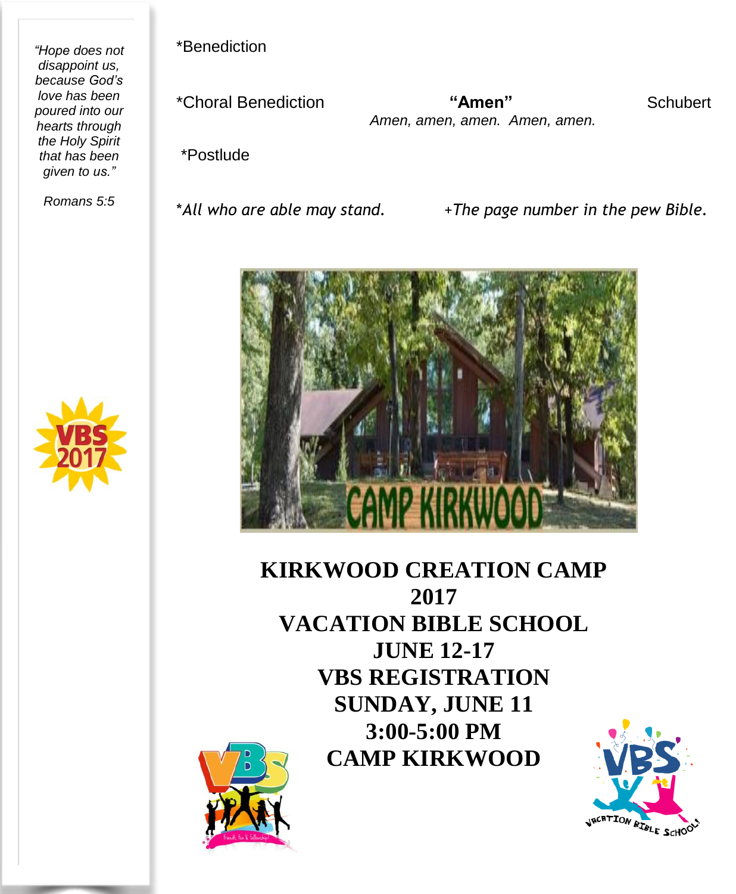*"Hope does not disappoint us, because God's love has been poured into our hearts through the Holy Spirit that has been given to us."*

*Romans 5:5*

*Benediction

*Choral Benediction **"Amen"** Schubert

*Amen, amen, amen. Amen, amen.*

*Postlude

*\*All who are able may stand.* *+The page number in the pew Bible.*

**KIRKWOOD CREATION CAMP**
**2017**
**VACATION BIBLE SCHOOL**
**JUNE 12-17**
**VBS REGISTRATION**
**SUNDAY, JUNE 11**
**3:00-5:00 PM**
**CAMP KIRKWOOD**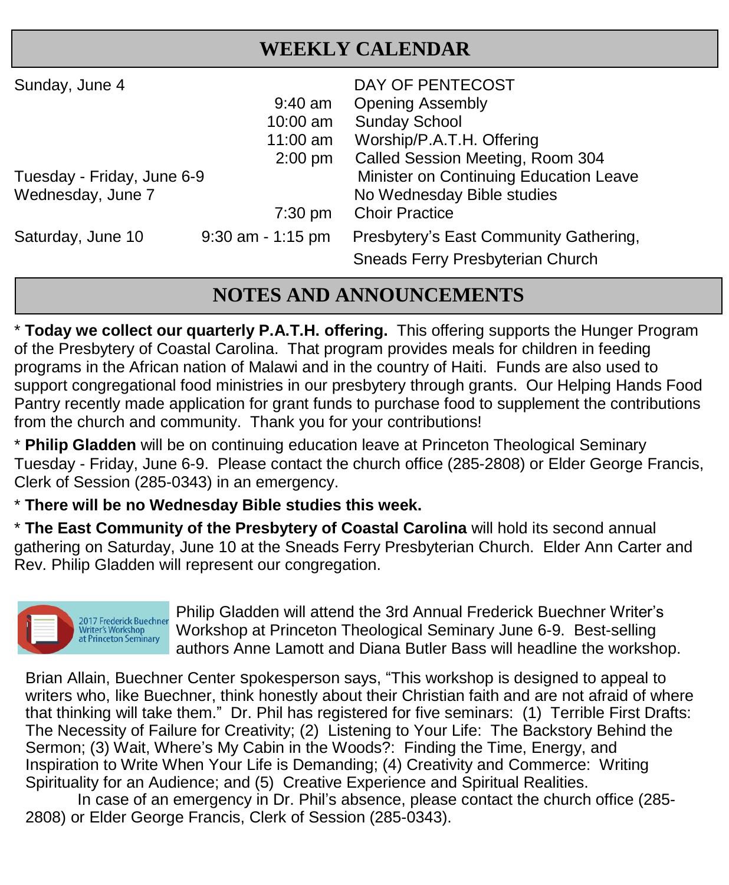## WEEKLY CALENDAR

| | | |
|---|---|---|
| Sunday, June 4 | | DAY OF PENTECOST |
| | 9:40 am | Opening Assembly |
| | 10:00 am | Sunday School |
| | 11:00 am | Worship/P.A.T.H. Offering |
| | 2:00 pm | Called Session Meeting, Room 304 |
| Tuesday - Friday, June 6-9 | | Minister on Continuing Education Leave |
| Wednesday, June 7 | | No Wednesday Bible studies |
| | 7:30 pm | Choir Practice |
| Saturday, June 10 | 9:30 am - 1:15 pm | Presbytery's East Community Gathering, Sneads Ferry Presbyterian Church |

## NOTES AND ANNOUNCEMENTS

* **Today we collect our quarterly P.A.T.H. offering.** This offering supports the Hunger Program of the Presbytery of Coastal Carolina. That program provides meals for children in feeding programs in the African nation of Malawi and in the country of Haiti. Funds are also used to support congregational food ministries in our presbytery through grants. Our Helping Hands Food Pantry recently made application for grant funds to purchase food to supplement the contributions from the church and community. Thank you for your contributions!

* **Philip Gladden** will be on continuing education leave at Princeton Theological Seminary Tuesday - Friday, June 6-9. Please contact the church office (285-2808) or Elder George Francis, Clerk of Session (285-0343) in an emergency.

* **There will be no Wednesday Bible studies this week.**

* **The East Community of the Presbytery of Coastal Carolina** will hold its second annual gathering on Saturday, June 10 at the Sneads Ferry Presbyterian Church. Elder Ann Carter and Rev. Philip Gladden will represent our congregation.

2017 Frederick Buechner Writer's Workshop at Princeton Seminary

Philip Gladden will attend the 3rd Annual Frederick Buechner Writer's Workshop at Princeton Theological Seminary June 6-9. Best-selling authors Anne Lamott and Diana Butler Bass will headline the workshop.

Brian Allain, Buechner Center spokesperson says, "This workshop is designed to appeal to writers who, like Buechner, think honestly about their Christian faith and are not afraid of where that thinking will take them." Dr. Phil has registered for five seminars: (1) Terrible First Drafts: The Necessity of Failure for Creativity; (2) Listening to Your Life: The Backstory Behind the Sermon; (3) Wait, Where's My Cabin in the Woods?: Finding the Time, Energy, and Inspiration to Write When Your Life is Demanding; (4) Creativity and Commerce: Writing Spirituality for an Audience; and (5) Creative Experience and Spiritual Realities.

In case of an emergency in Dr. Phil's absence, please contact the church office (285-2808) or Elder George Francis, Clerk of Session (285-0343).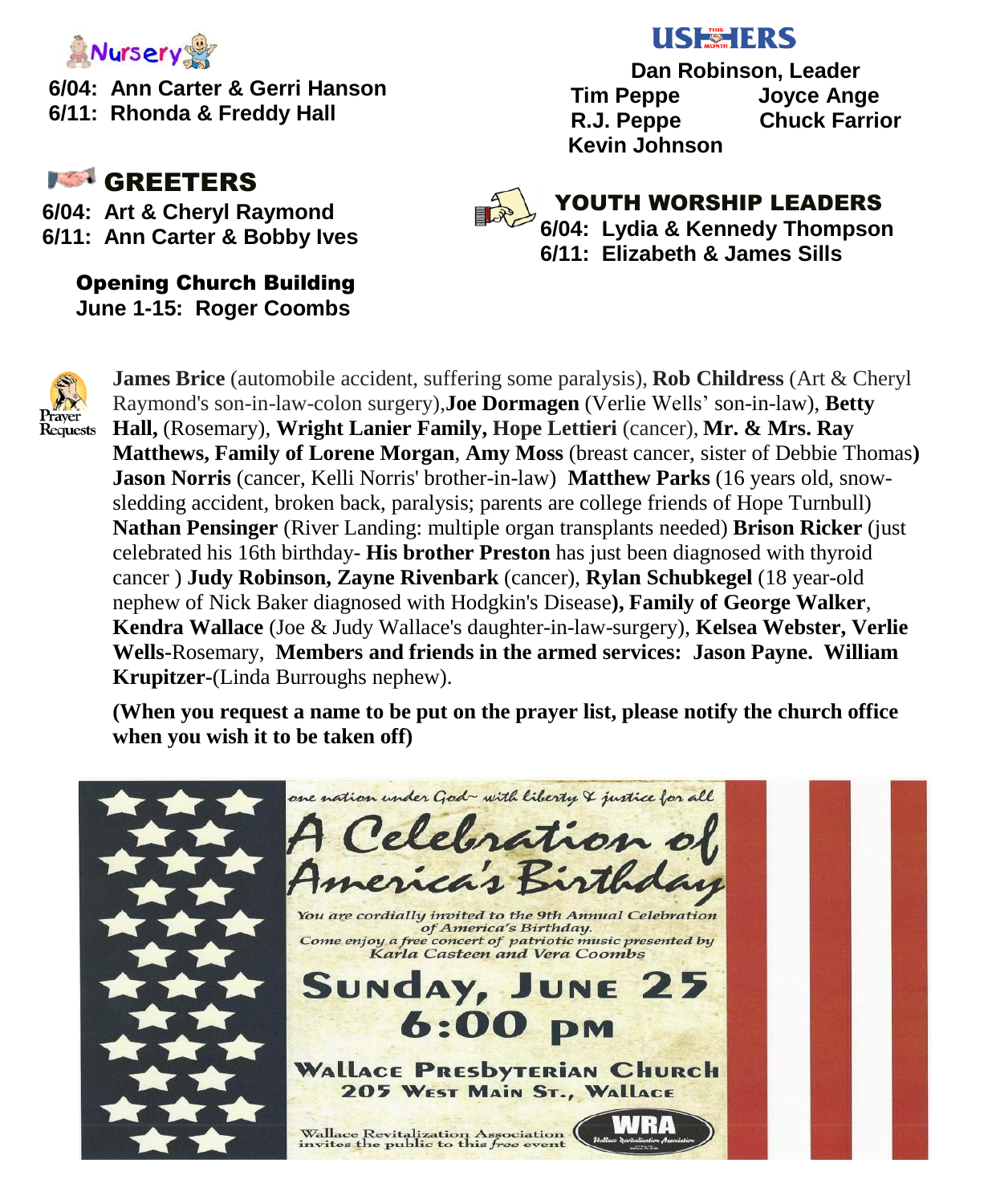## Nursery

6/04: Ann Carter & Gerri Hanson
6/11: Rhonda & Freddy Hall

## GREETERS

6/04: Art & Cheryl Raymond
6/11: Ann Carter & Bobby Ives

**Opening Church Building**
**June 1-15: Roger Coombs**

## USHERS

THIS MONTH

**Dan Robinson, Leader**

**Tim Peppe** **Joyce Ange**
**R.J. Peppe** **Chuck Farrior**
**Kevin Johnson**

## YOUTH WORSHIP LEADERS

6/04: Lydia & Kennedy Thompson
6/11: Elizabeth & James Sills

## Prayer Requests

**James Brice** (automobile accident, suffering some paralysis), **Rob Childress** (Art & Cheryl Raymond's son-in-law-colon surgery),**Joe Dormagen** (Verlie Wells' son-in-law), **Betty Hall,** (Rosemary), **Wright Lanier Family, Hope Lettieri** (cancer), **Mr. & Mrs. Ray Matthews, Family of Lorene Morgan**, **Amy Moss** (breast cancer, sister of Debbie Thomas**)** **Jason Norris** (cancer, Kelli Norris' brother-in-law) **Matthew Parks** (16 years old, snow-sledding accident, broken back, paralysis; parents are college friends of Hope Turnbull) **Nathan Pensinger** (River Landing: multiple organ transplants needed) **Brison Ricker** (just celebrated his 16th birthday- **His brother Preston** has just been diagnosed with thyroid cancer ) **Judy Robinson, Zayne Rivenbark** (cancer), **Rylan Schubkegel** (18 year-old nephew of Nick Baker diagnosed with Hodgkin's Disease**), Family of George Walker**, **Kendra Wallace** (Joe & Judy Wallace's daughter-in-law-surgery), **Kelsea Webster, Verlie Wells**-Rosemary, **Members and friends in the armed services: Jason Payne. William Krupitzer**-(Linda Burroughs nephew).

**(When you request a name to be put on the prayer list, please notify the church office when you wish it to be taken off)**

*one nation under God~ with liberty & justice for all*

# A Celebration of America's Birthday

*You are cordially invited to the 9th Annual Celebration of America's Birthday.*
*Come enjoy a free concert of patriotic music presented by Karla Casteen and Vera Coombs*

**SUNDAY, JUNE 25**
**6:00 PM**

**WALLACE PRESBYTERIAN CHURCH**
**205 WEST MAIN ST., WALLACE**

Wallace Revitalization Association invites the public to this *free* event

WRA
Wallace Revitalization Association